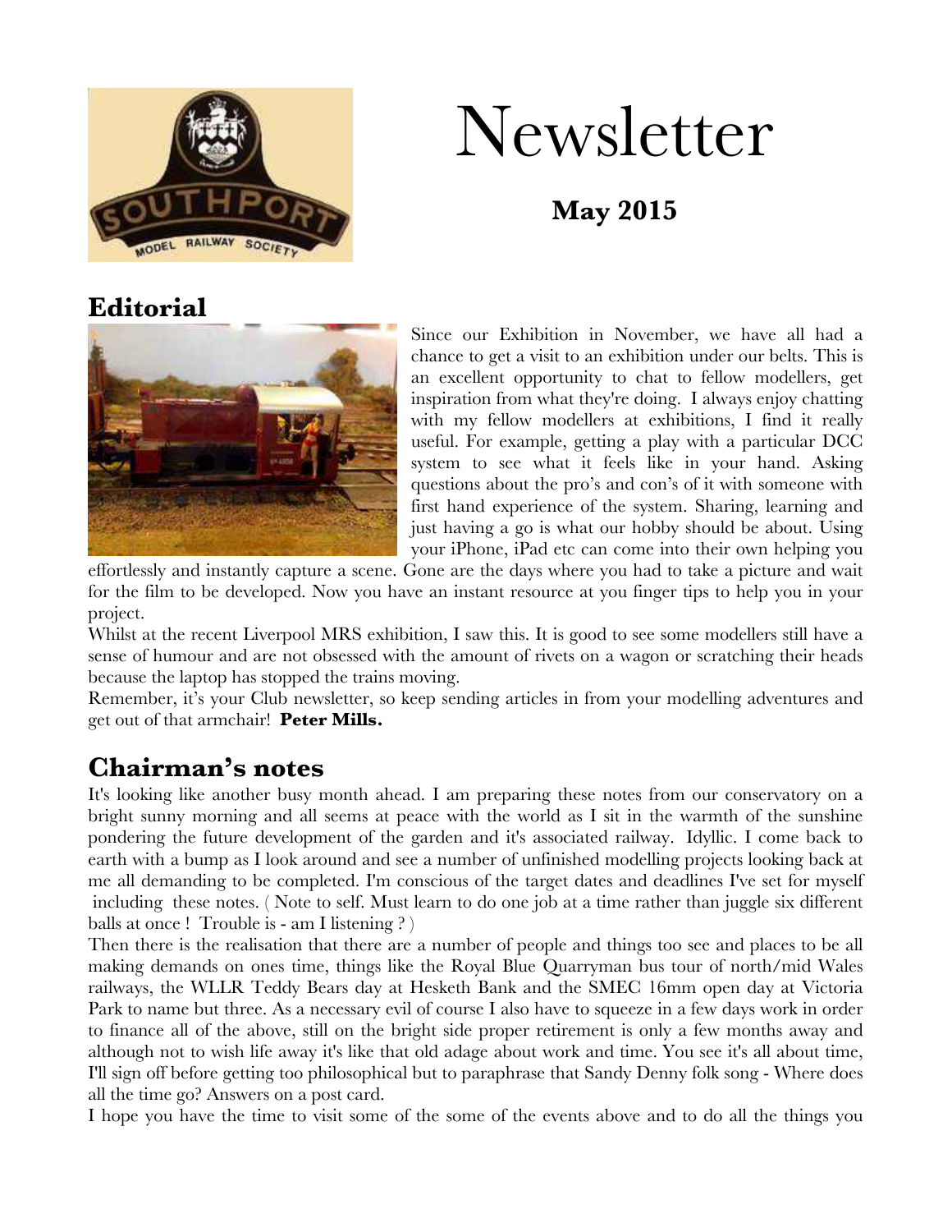# Newsletter

**May 2015**

## Editorial

Since our Exhibition in November, we have all had a chance to get a visit to an exhibition under our belts. This is an excellent opportunity to chat to fellow modellers, get inspiration from what they're doing. I always enjoy chatting with my fellow modellers at exhibitions, I find it really useful. For example, getting a play with a particular DCC system to see what it feels like in your hand. Asking questions about the pro's and con's of it with someone with first hand experience of the system. Sharing, learning and just having a go is what our hobby should be about. Using your iPhone, iPad etc can come into their own helping you effortlessly and instantly capture a scene. Gone are the days where you had to take a picture and wait for the film to be developed. Now you have an instant resource at you finger tips to help you in your project.

Whilst at the recent Liverpool MRS exhibition, I saw this. It is good to see some modellers still have a sense of humour and are not obsessed with the amount of rivets on a wagon or scratching their heads because the laptop has stopped the trains moving.

Remember, it's your Club newsletter, so keep sending articles in from your modelling adventures and get out of that armchair! **Peter Mills.**

## Chairman's notes

It's looking like another busy month ahead. I am preparing these notes from our conservatory on a bright sunny morning and all seems at peace with the world as I sit in the warmth of the sunshine pondering the future development of the garden and it's associated railway. Idyllic. I come back to earth with a bump as I look around and see a number of unfinished modelling projects looking back at me all demanding to be completed. I'm conscious of the target dates and deadlines I've set for myself including these notes. ( Note to self. Must learn to do one job at a time rather than juggle six different balls at once ! Trouble is - am I listening ? )

Then there is the realisation that there are a number of people and things too see and places to be all making demands on ones time, things like the Royal Blue Quarryman bus tour of north/mid Wales railways, the WLLR Teddy Bears day at Hesketh Bank and the SMEC 16mm open day at Victoria Park to name but three. As a necessary evil of course I also have to squeeze in a few days work in order to finance all of the above, still on the bright side proper retirement is only a few months away and although not to wish life away it's like that old adage about work and time. You see it's all about time, I'll sign off before getting too philosophical but to paraphrase that Sandy Denny folk song - Where does all the time go? Answers on a post card.

I hope you have the time to visit some of the some of the events above and to do all the things you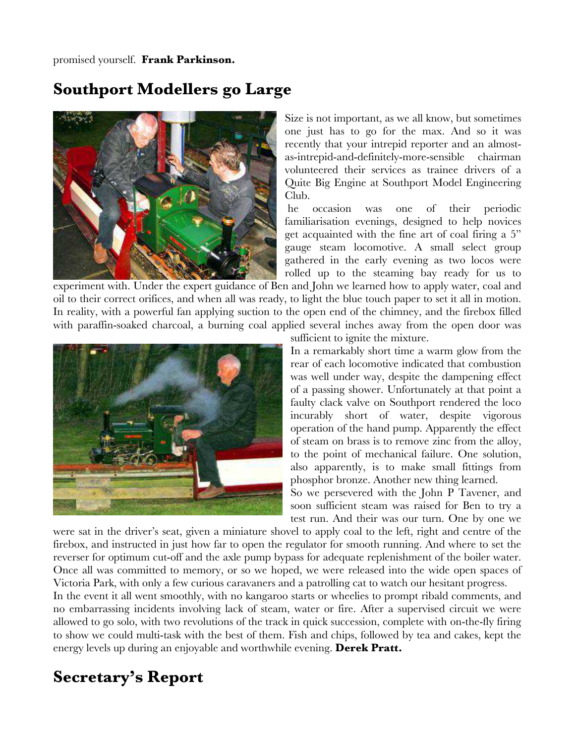promised yourself. **Frank Parkinson.**

## Southport Modellers go Large

Size is not important, as we all know, but sometimes one just has to go for the max. And so it was recently that your intrepid reporter and an almost-as-intrepid-and-definitely-more-sensible chairman volunteered their services as trainee drivers of a Quite Big Engine at Southport Model Engineering Club.

he occasion was one of their periodic familiarisation evenings, designed to help novices get acquainted with the fine art of coal firing a 5" gauge steam locomotive. A small select group gathered in the early evening as two locos were rolled up to the steaming bay ready for us to experiment with. Under the expert guidance of Ben and John we learned how to apply water, coal and oil to their correct orifices, and when all was ready, to light the blue touch paper to set it all in motion. In reality, with a powerful fan applying suction to the open end of the chimney, and the firebox filled with paraffin-soaked charcoal, a burning coal applied several inches away from the open door was sufficient to ignite the mixture.

In a remarkably short time a warm glow from the rear of each locomotive indicated that combustion was well under way, despite the dampening effect of a passing shower. Unfortunately at that point a faulty clack valve on Southport rendered the loco incurably short of water, despite vigorous operation of the hand pump. Apparently the effect of steam on brass is to remove zinc from the alloy, to the point of mechanical failure. One solution, also apparently, is to make small fittings from phosphor bronze. Another new thing learned.

So we persevered with the John P Tavener, and soon sufficient steam was raised for Ben to try a test run. And their was our turn. One by one we were sat in the driver's seat, given a miniature shovel to apply coal to the left, right and centre of the firebox, and instructed in just how far to open the regulator for smooth running. And where to set the reverser for optimum cut-off and the axle pump bypass for adequate replenishment of the boiler water. Once all was committed to memory, or so we hoped, we were released into the wide open spaces of Victoria Park, with only a few curious caravaners and a patrolling cat to watch our hesitant progress.

In the event it all went smoothly, with no kangaroo starts or wheelies to prompt ribald comments, and no embarrassing incidents involving lack of steam, water or fire. After a supervised circuit we were allowed to go solo, with two revolutions of the track in quick succession, complete with on-the-fly firing to show we could multi-task with the best of them. Fish and chips, followed by tea and cakes, kept the energy levels up during an enjoyable and worthwhile evening. **Derek Pratt.**

## Secretary's Report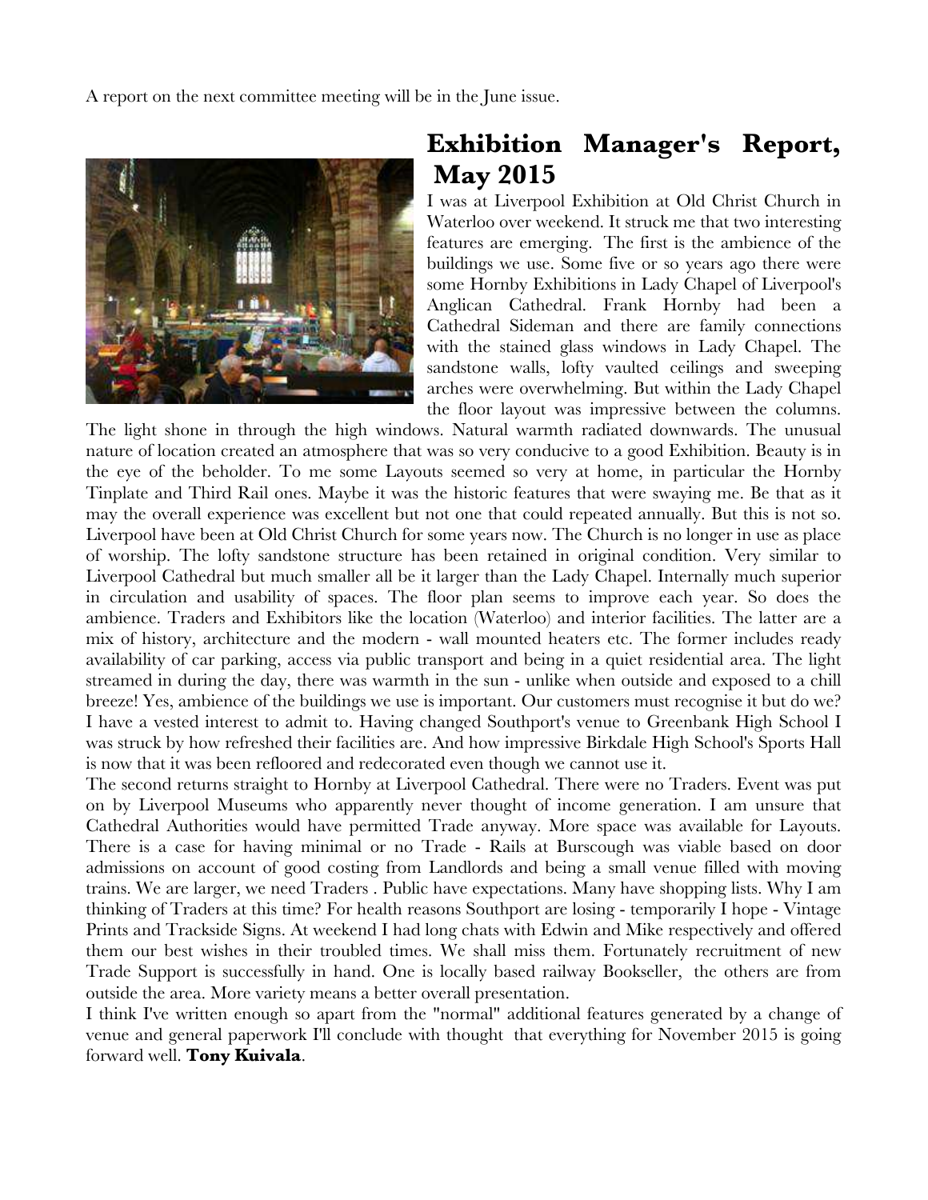A report on the next committee meeting will be in the June issue.

## Exhibition Manager's Report, May 2015

I was at Liverpool Exhibition at Old Christ Church in Waterloo over weekend. It struck me that two interesting features are emerging. The first is the ambience of the buildings we use. Some five or so years ago there were some Hornby Exhibitions in Lady Chapel of Liverpool's Anglican Cathedral. Frank Hornby had been a Cathedral Sideman and there are family connections with the stained glass windows in Lady Chapel. The sandstone walls, lofty vaulted ceilings and sweeping arches were overwhelming. But within the Lady Chapel the floor layout was impressive between the columns. The light shone in through the high windows. Natural warmth radiated downwards. The unusual nature of location created an atmosphere that was so very conducive to a good Exhibition. Beauty is in the eye of the beholder. To me some Layouts seemed so very at home, in particular the Hornby Tinplate and Third Rail ones. Maybe it was the historic features that were swaying me. Be that as it may the overall experience was excellent but not one that could repeated annually. But this is not so. Liverpool have been at Old Christ Church for some years now. The Church is no longer in use as place of worship. The lofty sandstone structure has been retained in original condition. Very similar to Liverpool Cathedral but much smaller all be it larger than the Lady Chapel. Internally much superior in circulation and usability of spaces. The floor plan seems to improve each year. So does the ambience. Traders and Exhibitors like the location (Waterloo) and interior facilities. The latter are a mix of history, architecture and the modern - wall mounted heaters etc. The former includes ready availability of car parking, access via public transport and being in a quiet residential area. The light streamed in during the day, there was warmth in the sun - unlike when outside and exposed to a chill breeze! Yes, ambience of the buildings we use is important. Our customers must recognise it but do we? I have a vested interest to admit to. Having changed Southport's venue to Greenbank High School I was struck by how refreshed their facilities are. And how impressive Birkdale High School's Sports Hall is now that it was been refloored and redecorated even though we cannot use it.

The second returns straight to Hornby at Liverpool Cathedral. There were no Traders. Event was put on by Liverpool Museums who apparently never thought of income generation. I am unsure that Cathedral Authorities would have permitted Trade anyway. More space was available for Layouts. There is a case for having minimal or no Trade - Rails at Burscough was viable based on door admissions on account of good costing from Landlords and being a small venue filled with moving trains. We are larger, we need Traders . Public have expectations. Many have shopping lists. Why I am thinking of Traders at this time? For health reasons Southport are losing - temporarily I hope - Vintage Prints and Trackside Signs. At weekend I had long chats with Edwin and Mike respectively and offered them our best wishes in their troubled times. We shall miss them. Fortunately recruitment of new Trade Support is successfully in hand. One is locally based railway Bookseller, the others are from outside the area. More variety means a better overall presentation.

I think I've written enough so apart from the "normal" additional features generated by a change of venue and general paperwork I'll conclude with thought that everything for November 2015 is going forward well. **Tony Kuivala**.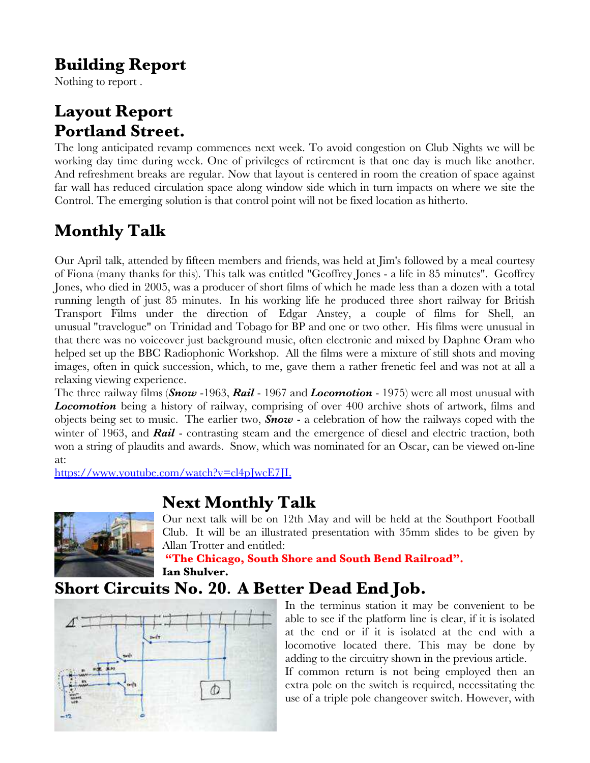## Building Report

Nothing to report .

## Layout Report
## Portland Street.

The long anticipated revamp commences next week. To avoid congestion on Club Nights we will be working day time during week. One of privileges of retirement is that one day is much like another. And refreshment breaks are regular. Now that layout is centered in room the creation of space against far wall has reduced circulation space along window side which in turn impacts on where we site the Control. The emerging solution is that control point will not be fixed location as hitherto.

## Monthly Talk

Our April talk, attended by fifteen members and friends, was held at Jim's followed by a meal courtesy of Fiona (many thanks for this). This talk was entitled "Geoffrey Jones - a life in 85 minutes". Geoffrey Jones, who died in 2005, was a producer of short films of which he made less than a dozen with a total running length of just 85 minutes. In his working life he produced three short railway for British Transport Films under the direction of Edgar Anstey, a couple of films for Shell, an unusual "travelogue" on Trinidad and Tobago for BP and one or two other. His films were unusual in that there was no voiceover just background music, often electronic and mixed by Daphne Oram who helped set up the BBC Radiophonic Workshop. All the films were a mixture of still shots and moving images, often in quick succession, which, to me, gave them a rather frenetic feel and was not at all a relaxing viewing experience.

The three railway films (***Snow*** -1963, ***Rail*** - 1967 and ***Locomotion*** - 1975) were all most unusual with ***Locomotion*** being a history of railway, comprising of over 400 archive shots of artwork, films and objects being set to music. The earlier two, ***Snow*** - a celebration of how the railways coped with the winter of 1963, and ***Rail*** - contrasting steam and the emergence of diesel and electric traction, both won a string of plaudits and awards. Snow, which was nominated for an Oscar, can be viewed on-line at:

https://www.youtube.com/watch?v=cl4pJwcE7JI.

## Next Monthly Talk

Our next talk will be on 12th May and will be held at the Southport Football Club. It will be an illustrated presentation with 35mm slides to be given by Allan Trotter and entitled:

**"The Chicago, South Shore and South Bend Railroad".**

**Ian Shulver.**

## Short Circuits No. 20. A Better Dead End Job.

In the terminus station it may be convenient to be able to see if the platform line is clear, if it is isolated at the end or if it is isolated at the end with a locomotive located there. This may be done by adding to the circuitry shown in the previous article.

If common return is not being employed then an extra pole on the switch is required, necessitating the use of a triple pole changeover switch. However, with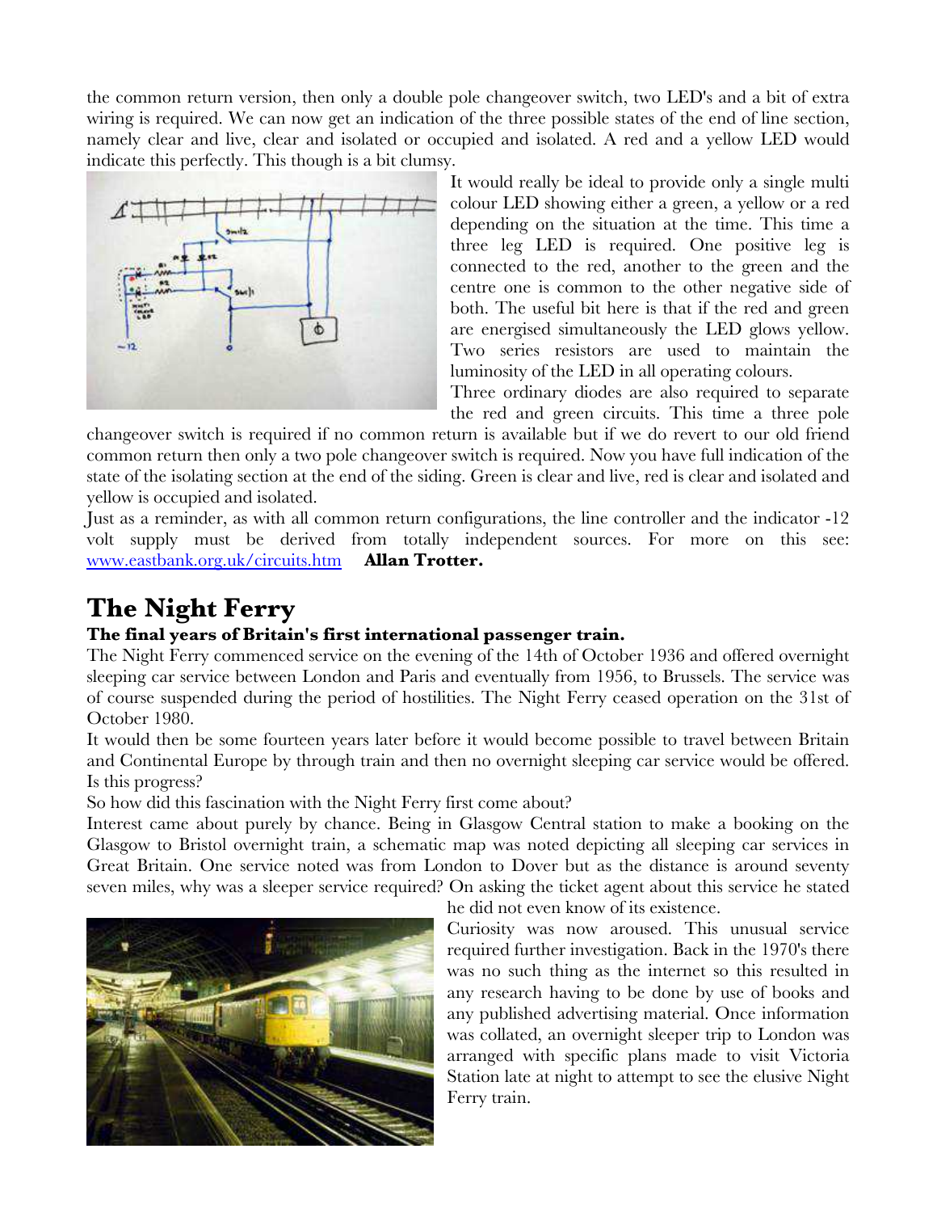the common return version, then only a double pole changeover switch, two LED's and a bit of extra wiring is required. We can now get an indication of the three possible states of the end of line section, namely clear and live, clear and isolated or occupied and isolated. A red and a yellow LED would indicate this perfectly. This though is a bit clumsy.

It would really be ideal to provide only a single multi colour LED showing either a green, a yellow or a red depending on the situation at the time. This time a three leg LED is required. One positive leg is connected to the red, another to the green and the centre one is common to the other negative side of both. The useful bit here is that if the red and green are energised simultaneously the LED glows yellow. Two series resistors are used to maintain the luminosity of the LED in all operating colours.

Three ordinary diodes are also required to separate the red and green circuits. This time a three pole changeover switch is required if no common return is available but if we do revert to our old friend common return then only a two pole changeover switch is required. Now you have full indication of the state of the isolating section at the end of the siding. Green is clear and live, red is clear and isolated and yellow is occupied and isolated.

Just as a reminder, as with all common return configurations, the line controller and the indicator -12 volt supply must be derived from totally independent sources. For more on this see: www.eastbank.org.uk/circuits.htm **Allan Trotter.**

# The Night Ferry

**The final years of Britain's first international passenger train.**

The Night Ferry commenced service on the evening of the 14th of October 1936 and offered overnight sleeping car service between London and Paris and eventually from 1956, to Brussels. The service was of course suspended during the period of hostilities. The Night Ferry ceased operation on the 31st of October 1980.

It would then be some fourteen years later before it would become possible to travel between Britain and Continental Europe by through train and then no overnight sleeping car service would be offered. Is this progress?

So how did this fascination with the Night Ferry first come about?

Interest came about purely by chance. Being in Glasgow Central station to make a booking on the Glasgow to Bristol overnight train, a schematic map was noted depicting all sleeping car services in Great Britain. One service noted was from London to Dover but as the distance is around seventy seven miles, why was a sleeper service required? On asking the ticket agent about this service he stated he did not even know of its existence.

Curiosity was now aroused. This unusual service required further investigation. Back in the 1970's there was no such thing as the internet so this resulted in any research having to be done by use of books and any published advertising material. Once information was collated, an overnight sleeper trip to London was arranged with specific plans made to visit Victoria Station late at night to attempt to see the elusive Night Ferry train.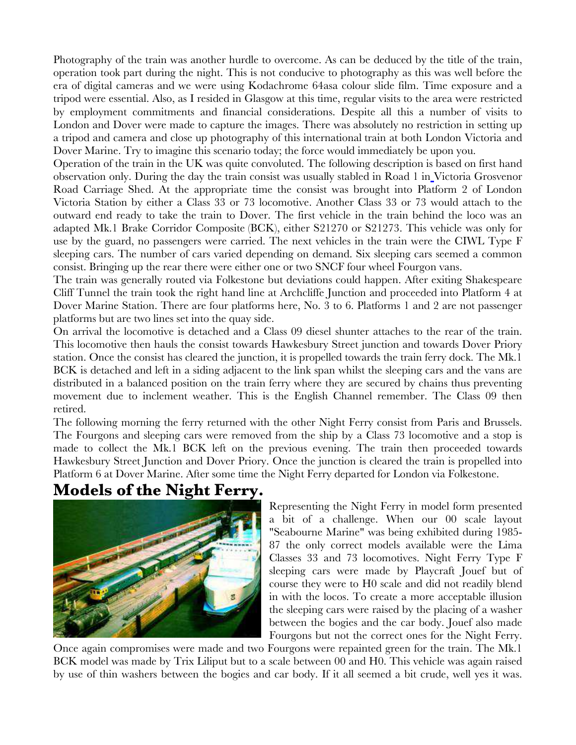Photography of the train was another hurdle to overcome. As can be deduced by the title of the train, operation took part during the night. This is not conducive to photography as this was well before the era of digital cameras and we were using Kodachrome 64asa colour slide film. Time exposure and a tripod were essential. Also, as I resided in Glasgow at this time, regular visits to the area were restricted by employment commitments and financial considerations. Despite all this a number of visits to London and Dover were made to capture the images. There was absolutely no restriction in setting up a tripod and camera and close up photography of this international train at both London Victoria and Dover Marine. Try to imagine this scenario today; the force would immediately be upon you.

Operation of the train in the UK was quite convoluted. The following description is based on first hand observation only. During the day the train consist was usually stabled in Road 1 in Victoria Grosvenor Road Carriage Shed. At the appropriate time the consist was brought into Platform 2 of London Victoria Station by either a Class 33 or 73 locomotive. Another Class 33 or 73 would attach to the outward end ready to take the train to Dover. The first vehicle in the train behind the loco was an adapted Mk.1 Brake Corridor Composite (BCK), either S21270 or S21273. This vehicle was only for use by the guard, no passengers were carried. The next vehicles in the train were the CIWL Type F sleeping cars. The number of cars varied depending on demand. Six sleeping cars seemed a common consist. Bringing up the rear there were either one or two SNCF four wheel Fourgon vans.

The train was generally routed via Folkestone but deviations could happen. After exiting Shakespeare Cliff Tunnel the train took the right hand line at Archcliffe Junction and proceeded into Platform 4 at Dover Marine Station. There are four platforms here, No. 3 to 6. Platforms 1 and 2 are not passenger platforms but are two lines set into the quay side.

On arrival the locomotive is detached and a Class 09 diesel shunter attaches to the rear of the train. This locomotive then hauls the consist towards Hawkesbury Street junction and towards Dover Priory station. Once the consist has cleared the junction, it is propelled towards the train ferry dock. The Mk.1 BCK is detached and left in a siding adjacent to the link span whilst the sleeping cars and the vans are distributed in a balanced position on the train ferry where they are secured by chains thus preventing movement due to inclement weather. This is the English Channel remember. The Class 09 then retired.

The following morning the ferry returned with the other Night Ferry consist from Paris and Brussels. The Fourgons and sleeping cars were removed from the ship by a Class 73 locomotive and a stop is made to collect the Mk.1 BCK left on the previous evening. The train then proceeded towards Hawkesbury Street Junction and Dover Priory. Once the junction is cleared the train is propelled into Platform 6 at Dover Marine. After some time the Night Ferry departed for London via Folkestone.

## Models of the Night Ferry.

Representing the Night Ferry in model form presented a bit of a challenge. When our 00 scale layout "Seabourne Marine" was being exhibited during 1985-87 the only correct models available were the Lima Classes 33 and 73 locomotives. Night Ferry Type F sleeping cars were made by Playcraft Jouef but of course they were to H0 scale and did not readily blend in with the locos. To create a more acceptable illusion the sleeping cars were raised by the placing of a washer between the bogies and the car body. Jouef also made Fourgons but not the correct ones for the Night Ferry. Once again compromises were made and two Fourgons were repainted green for the train. The Mk.1 BCK model was made by Trix Liliput but to a scale between 00 and H0. This vehicle was again raised by use of thin washers between the bogies and car body. If it all seemed a bit crude, well yes it was.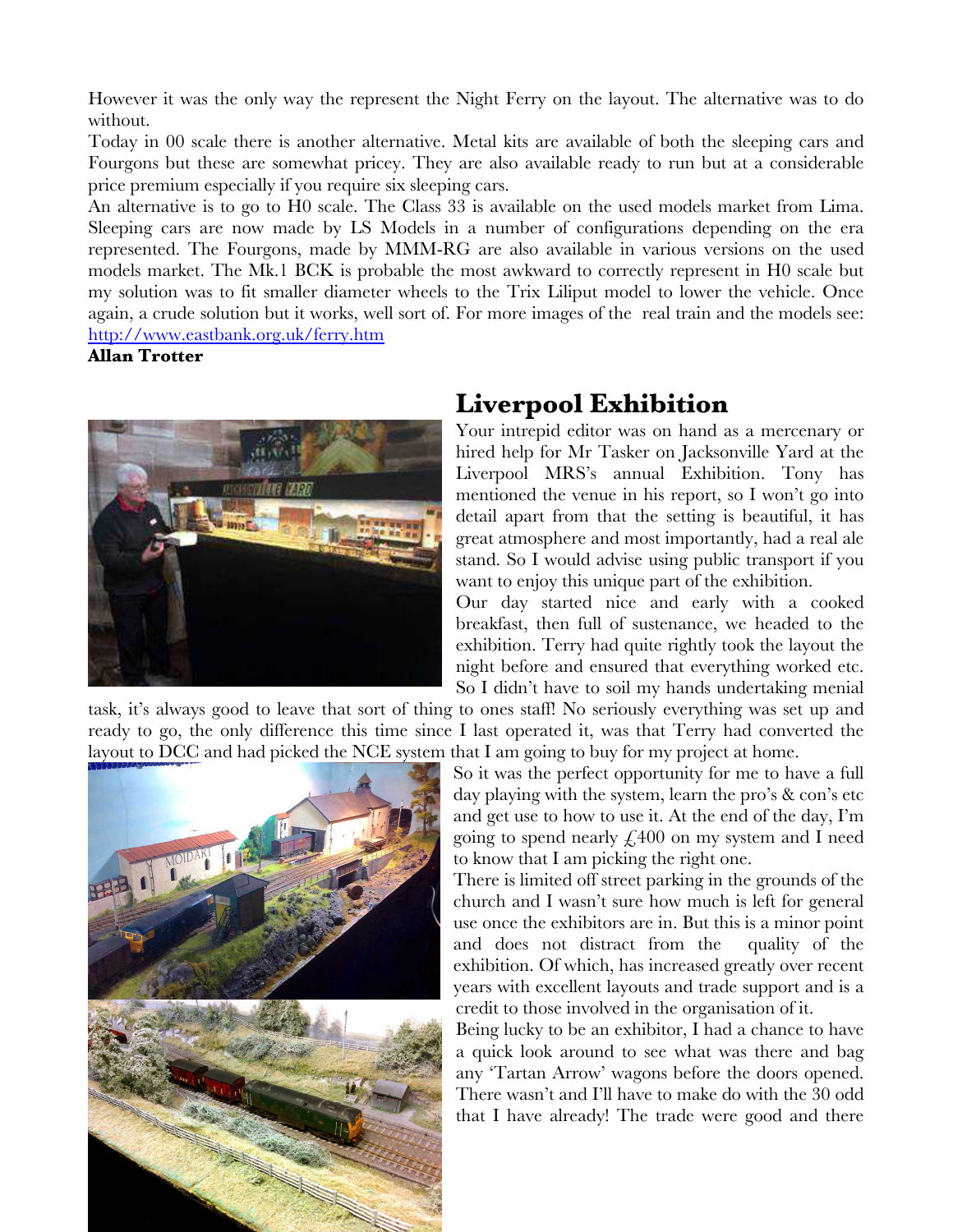However it was the only way the represent the Night Ferry on the layout. The alternative was to do without.

Today in 00 scale there is another alternative. Metal kits are available of both the sleeping cars and Fourgons but these are somewhat pricey. They are also available ready to run but at a considerable price premium especially if you require six sleeping cars.

An alternative is to go to H0 scale. The Class 33 is available on the used models market from Lima. Sleeping cars are now made by LS Models in a number of configurations depending on the era represented. The Fourgons, made by MMM-RG are also available in various versions on the used models market. The Mk.1 BCK is probable the most awkward to correctly represent in H0 scale but my solution was to fit smaller diameter wheels to the Trix Liliput model to lower the vehicle. Once again, a crude solution but it works, well sort of. For more images of the real train and the models see: http://www.eastbank.org.uk/ferry.htm

**Allan Trotter**

## Liverpool Exhibition

Your intrepid editor was on hand as a mercenary or hired help for Mr Tasker on Jacksonville Yard at the Liverpool MRS's annual Exhibition. Tony has mentioned the venue in his report, so I won't go into detail apart from that the setting is beautiful, it has great atmosphere and most importantly, had a real ale stand. So I would advise using public transport if you want to enjoy this unique part of the exhibition.

Our day started nice and early with a cooked breakfast, then full of sustenance, we headed to the exhibition. Terry had quite rightly took the layout the night before and ensured that everything worked etc. So I didn't have to soil my hands undertaking menial task, it's always good to leave that sort of thing to ones staff! No seriously everything was set up and ready to go, the only difference this time since I last operated it, was that Terry had converted the layout to DCC and had picked the NCE system that I am going to buy for my project at home.

So it was the perfect opportunity for me to have a full day playing with the system, learn the pro's & con's etc and get use to how to use it. At the end of the day, I'm going to spend nearly £400 on my system and I need to know that I am picking the right one.

There is limited off street parking in the grounds of the church and I wasn't sure how much is left for general use once the exhibitors are in. But this is a minor point and does not distract from the quality of the exhibition. Of which, has increased greatly over recent years with excellent layouts and trade support and is a credit to those involved in the organisation of it.

Being lucky to be an exhibitor, I had a chance to have a quick look around to see what was there and bag any 'Tartan Arrow' wagons before the doors opened. There wasn't and I'll have to make do with the 30 odd that I have already! The trade were good and there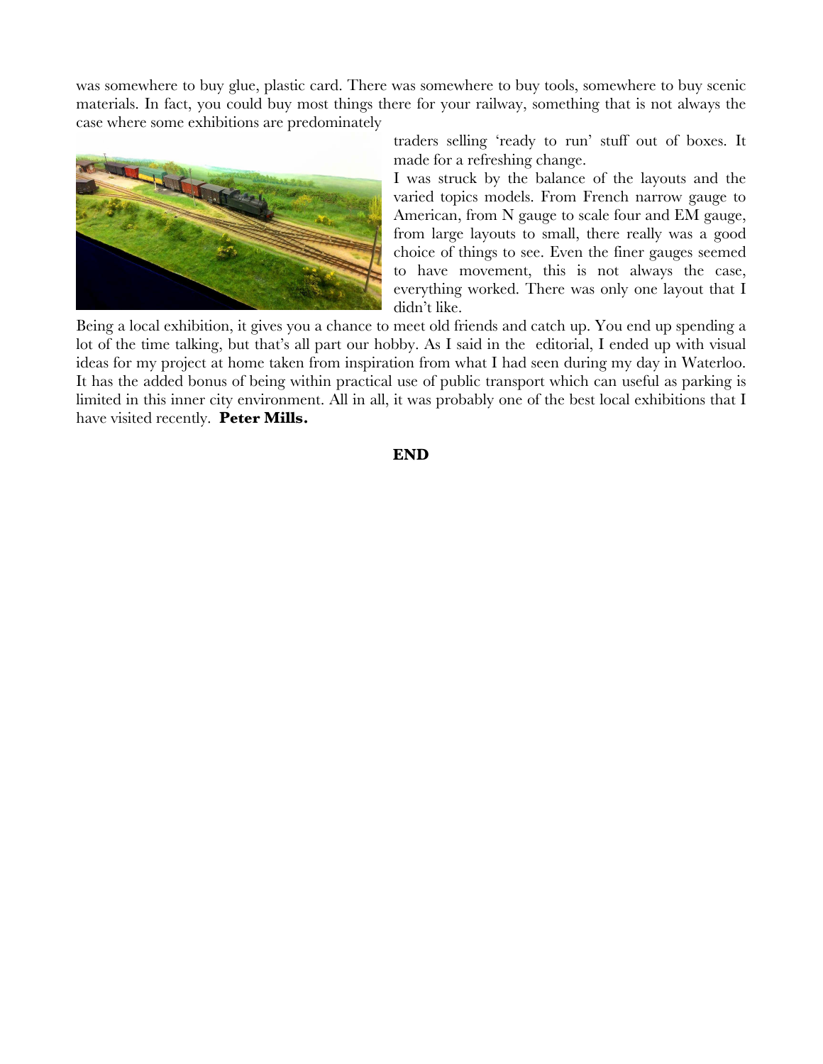was somewhere to buy glue, plastic card. There was somewhere to buy tools, somewhere to buy scenic materials. In fact, you could buy most things there for your railway, something that is not always the case where some exhibitions are predominately traders selling 'ready to run' stuff out of boxes. It made for a refreshing change.

I was struck by the balance of the layouts and the varied topics models. From French narrow gauge to American, from N gauge to scale four and EM gauge, from large layouts to small, there really was a good choice of things to see. Even the finer gauges seemed to have movement, this is not always the case, everything worked. There was only one layout that I didn't like.

Being a local exhibition, it gives you a chance to meet old friends and catch up. You end up spending a lot of the time talking, but that's all part our hobby. As I said in the editorial, I ended up with visual ideas for my project at home taken from inspiration from what I had seen during my day in Waterloo. It has the added bonus of being within practical use of public transport which can useful as parking is limited in this inner city environment. All in all, it was probably one of the best local exhibitions that I have visited recently. **Peter Mills.**

**END**